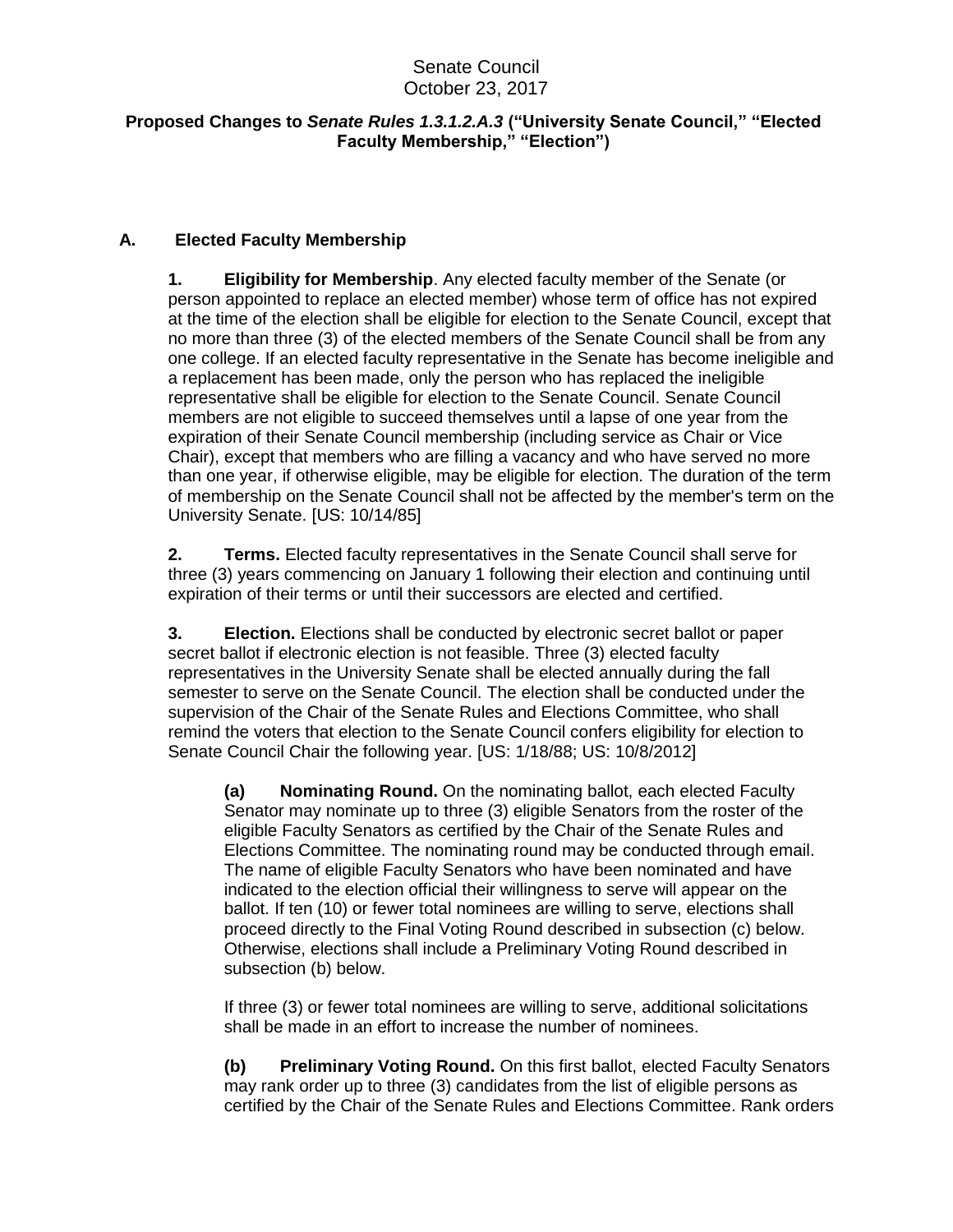Senate Council
October 23, 2017

**Proposed Changes to *Senate Rules 1.3.1.2.A.3* ("University Senate Council," "Elected Faculty Membership," "Election")**

## A. Elected Faculty Membership

**1. Eligibility for Membership**. Any elected faculty member of the Senate (or person appointed to replace an elected member) whose term of office has not expired at the time of the election shall be eligible for election to the Senate Council, except that no more than three (3) of the elected members of the Senate Council shall be from any one college. If an elected faculty representative in the Senate has become ineligible and a replacement has been made, only the person who has replaced the ineligible representative shall be eligible for election to the Senate Council. Senate Council members are not eligible to succeed themselves until a lapse of one year from the expiration of their Senate Council membership (including service as Chair or Vice Chair), except that members who are filling a vacancy and who have served no more than one year, if otherwise eligible, may be eligible for election. The duration of the term of membership on the Senate Council shall not be affected by the member's term on the University Senate. [US: 10/14/85]

**2. Terms.** Elected faculty representatives in the Senate Council shall serve for three (3) years commencing on January 1 following their election and continuing until expiration of their terms or until their successors are elected and certified.

**3. Election.** Elections shall be conducted by electronic secret ballot or paper secret ballot if electronic election is not feasible. Three (3) elected faculty representatives in the University Senate shall be elected annually during the fall semester to serve on the Senate Council. The election shall be conducted under the supervision of the Chair of the Senate Rules and Elections Committee, who shall remind the voters that election to the Senate Council confers eligibility for election to Senate Council Chair the following year. [US: 1/18/88; US: 10/8/2012]

**(a) Nominating Round.** On the nominating ballot, each elected Faculty Senator may nominate up to three (3) eligible Senators from the roster of the eligible Faculty Senators as certified by the Chair of the Senate Rules and Elections Committee. The nominating round may be conducted through email. The name of eligible Faculty Senators who have been nominated and have indicated to the election official their willingness to serve will appear on the ballot. If ten (10) or fewer total nominees are willing to serve, elections shall proceed directly to the Final Voting Round described in subsection (c) below. Otherwise, elections shall include a Preliminary Voting Round described in subsection (b) below.

If three (3) or fewer total nominees are willing to serve, additional solicitations shall be made in an effort to increase the number of nominees.

**(b) Preliminary Voting Round.** On this first ballot, elected Faculty Senators may rank order up to three (3) candidates from the list of eligible persons as certified by the Chair of the Senate Rules and Elections Committee. Rank orders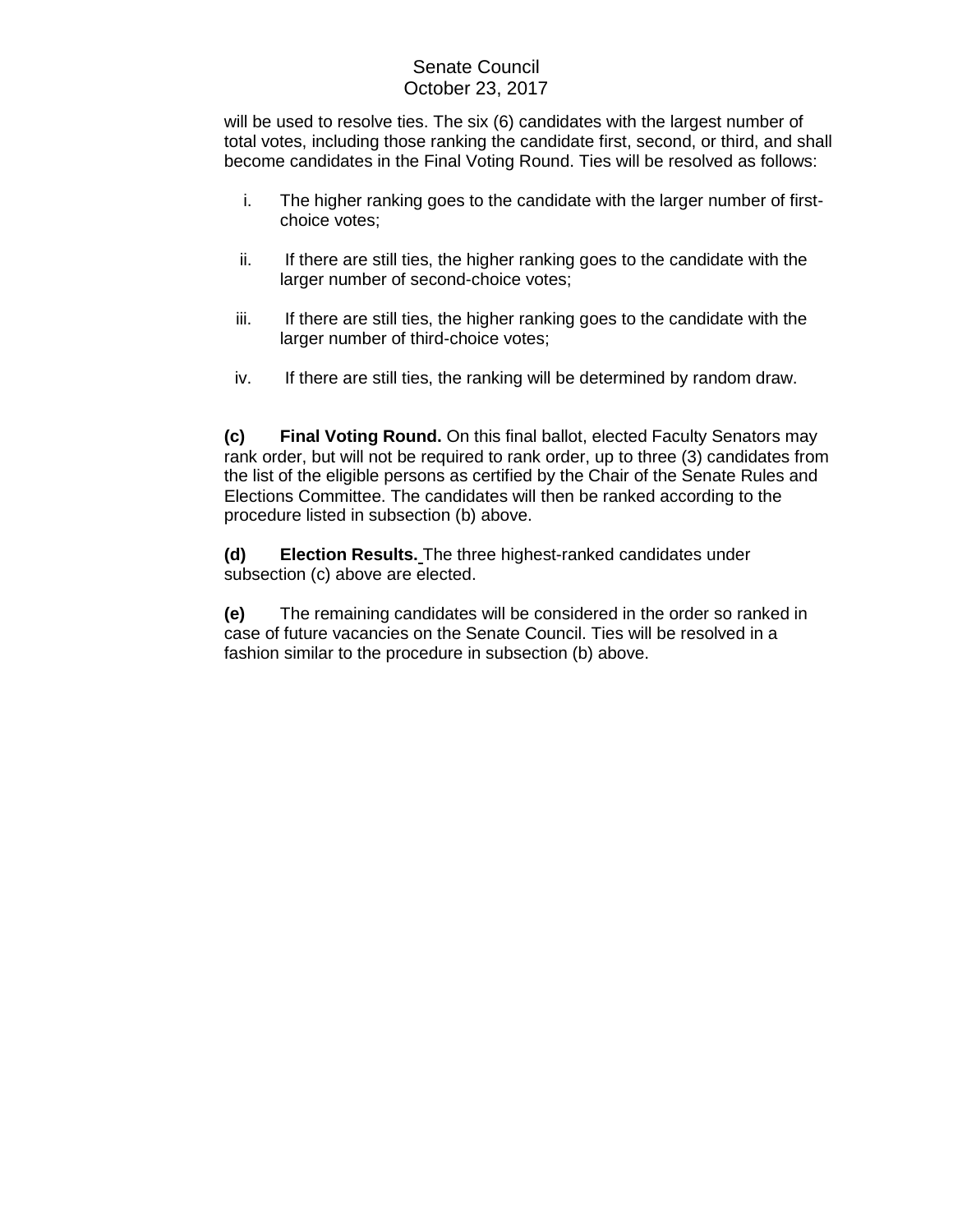will be used to resolve ties. The six (6) candidates with the largest number of total votes, including those ranking the candidate first, second, or third, and shall become candidates in the Final Voting Round. Ties will be resolved as follows:

i. The higher ranking goes to the candidate with the larger number of first-choice votes;

ii. If there are still ties, the higher ranking goes to the candidate with the larger number of second-choice votes;

iii. If there are still ties, the higher ranking goes to the candidate with the larger number of third-choice votes;

iv. If there are still ties, the ranking will be determined by random draw.

**(c)** **Final Voting Round.** On this final ballot, elected Faculty Senators may rank order, but will not be required to rank order, up to three (3) candidates from the list of the eligible persons as certified by the Chair of the Senate Rules and Elections Committee. The candidates will then be ranked according to the procedure listed in subsection (b) above.

**(d)** **Election Results.** The three highest-ranked candidates under subsection (c) above are elected.

**(e)** The remaining candidates will be considered in the order so ranked in case of future vacancies on the Senate Council. Ties will be resolved in a fashion similar to the procedure in subsection (b) above.